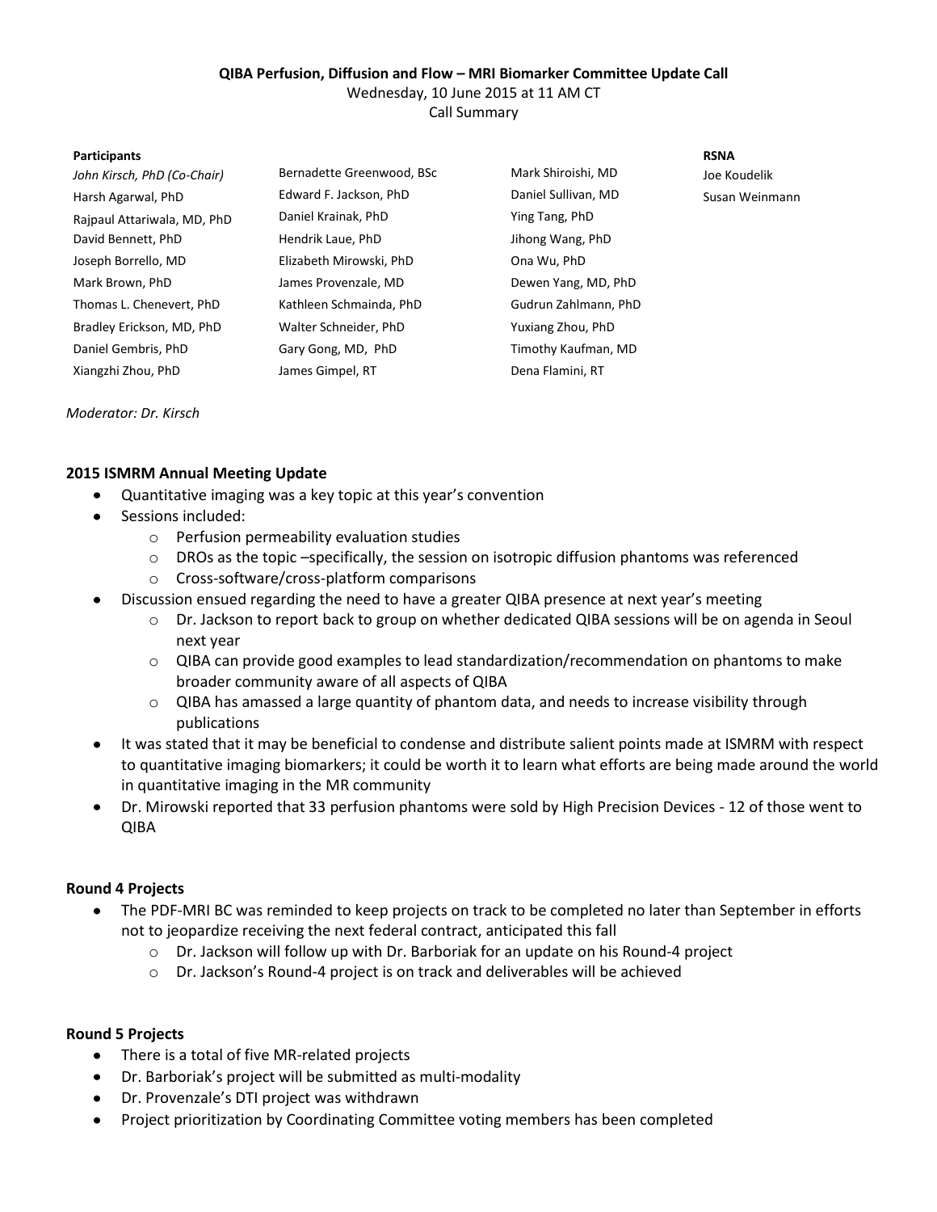**QIBA Perfusion, Diffusion and Flow – MRI Biomarker Committee Update Call**

Wednesday, 10 June 2015 at 11 AM CT

Call Summary

| Participants | | | RSNA |
|---|---|---|---|
| *John Kirsch, PhD (Co-Chair)* | Bernadette Greenwood, BSc | Mark Shiroishi, MD | Joe Koudelik |
| Harsh Agarwal, PhD | Edward F. Jackson, PhD | Daniel Sullivan, MD | Susan Weinmann |
| Rajpaul Attariwala, MD, PhD | Daniel Krainak, PhD | Ying Tang, PhD | |
| David Bennett, PhD | Hendrik Laue, PhD | Jihong Wang, PhD | |
| Joseph Borrello, MD | Elizabeth Mirowski, PhD | Ona Wu, PhD | |
| Mark Brown, PhD | James Provenzale, MD | Dewen Yang, MD, PhD | |
| Thomas L. Chenevert, PhD | Kathleen Schmainda, PhD | Gudrun Zahlmann, PhD | |
| Bradley Erickson, MD, PhD | Walter Schneider, PhD | Yuxiang Zhou, PhD | |
| Daniel Gembris, PhD | Gary Gong, MD, PhD | Timothy Kaufman, MD | |
| Xiangzhi Zhou, PhD | James Gimpel, RT | Dena Flamini, RT | |

*Moderator: Dr. Kirsch*

### 2015 ISMRM Annual Meeting Update

- Quantitative imaging was a key topic at this year's convention
- Sessions included:
  - Perfusion permeability evaluation studies
  - DROs as the topic –specifically, the session on isotropic diffusion phantoms was referenced
  - Cross-software/cross-platform comparisons
- Discussion ensued regarding the need to have a greater QIBA presence at next year's meeting
  - Dr. Jackson to report back to group on whether dedicated QIBA sessions will be on agenda in Seoul next year
  - QIBA can provide good examples to lead standardization/recommendation on phantoms to make broader community aware of all aspects of QIBA
  - QIBA has amassed a large quantity of phantom data, and needs to increase visibility through publications
- It was stated that it may be beneficial to condense and distribute salient points made at ISMRM with respect to quantitative imaging biomarkers; it could be worth it to learn what efforts are being made around the world in quantitative imaging in the MR community
- Dr. Mirowski reported that 33 perfusion phantoms were sold by High Precision Devices - 12 of those went to QIBA

### Round 4 Projects

- The PDF-MRI BC was reminded to keep projects on track to be completed no later than September in efforts not to jeopardize receiving the next federal contract, anticipated this fall
  - Dr. Jackson will follow up with Dr. Barboriak for an update on his Round-4 project
  - Dr. Jackson's Round-4 project is on track and deliverables will be achieved

### Round 5 Projects

- There is a total of five MR-related projects
- Dr. Barboriak's project will be submitted as multi-modality
- Dr. Provenzale's DTI project was withdrawn
- Project prioritization by Coordinating Committee voting members has been completed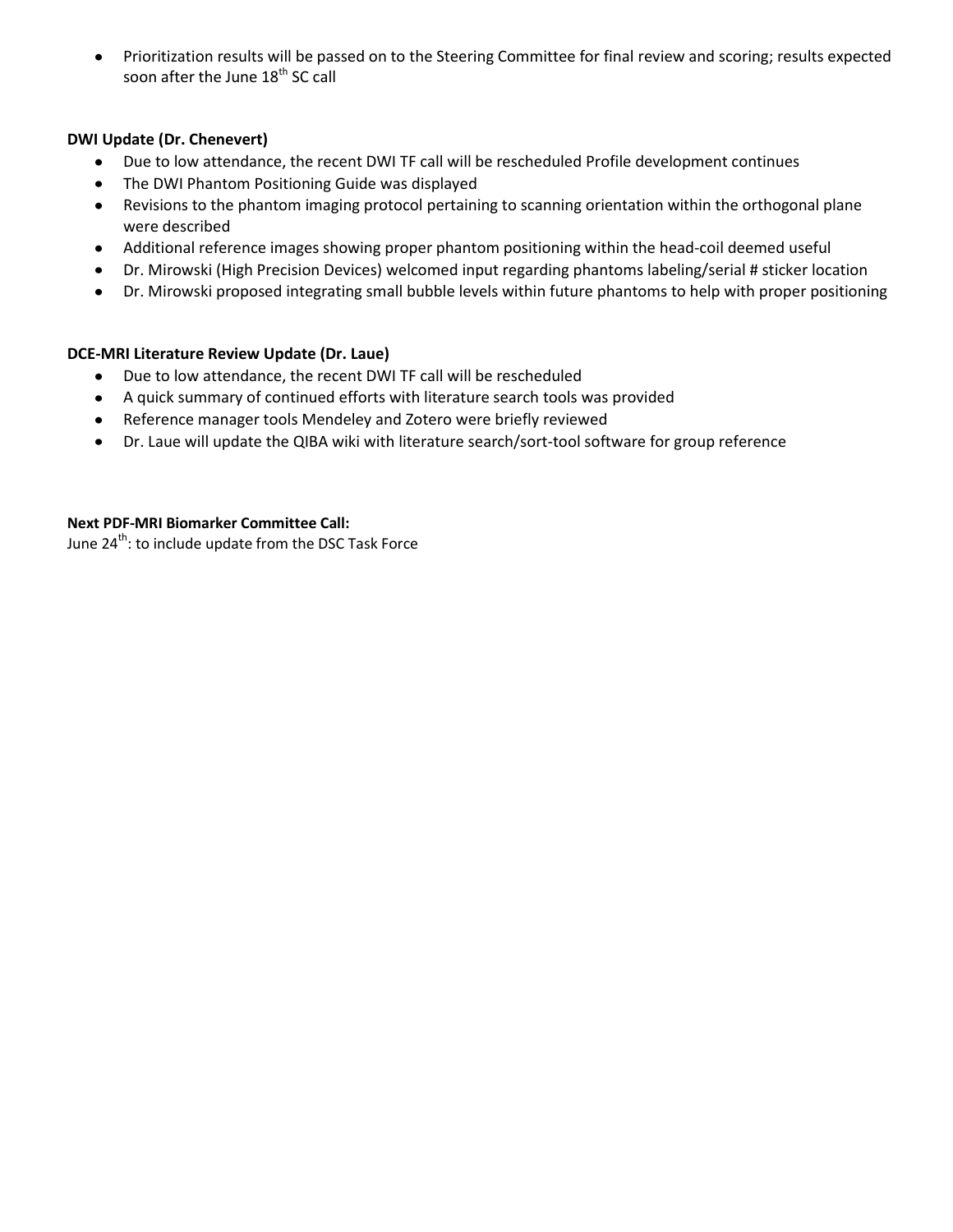- Prioritization results will be passed on to the Steering Committee for final review and scoring; results expected soon after the June 18th SC call

**DWI Update (Dr. Chenevert)**

- Due to low attendance, the recent DWI TF call will be rescheduled Profile development continues
- The DWI Phantom Positioning Guide was displayed
- Revisions to the phantom imaging protocol pertaining to scanning orientation within the orthogonal plane were described
- Additional reference images showing proper phantom positioning within the head-coil deemed useful
- Dr. Mirowski (High Precision Devices) welcomed input regarding phantoms labeling/serial # sticker location
- Dr. Mirowski proposed integrating small bubble levels within future phantoms to help with proper positioning

**DCE-MRI Literature Review Update (Dr. Laue)**

- Due to low attendance, the recent DWI TF call will be rescheduled
- A quick summary of continued efforts with literature search tools was provided
- Reference manager tools Mendeley and Zotero were briefly reviewed
- Dr. Laue will update the QIBA wiki with literature search/sort-tool software for group reference

**Next PDF-MRI Biomarker Committee Call:**

June 24th: to include update from the DSC Task Force